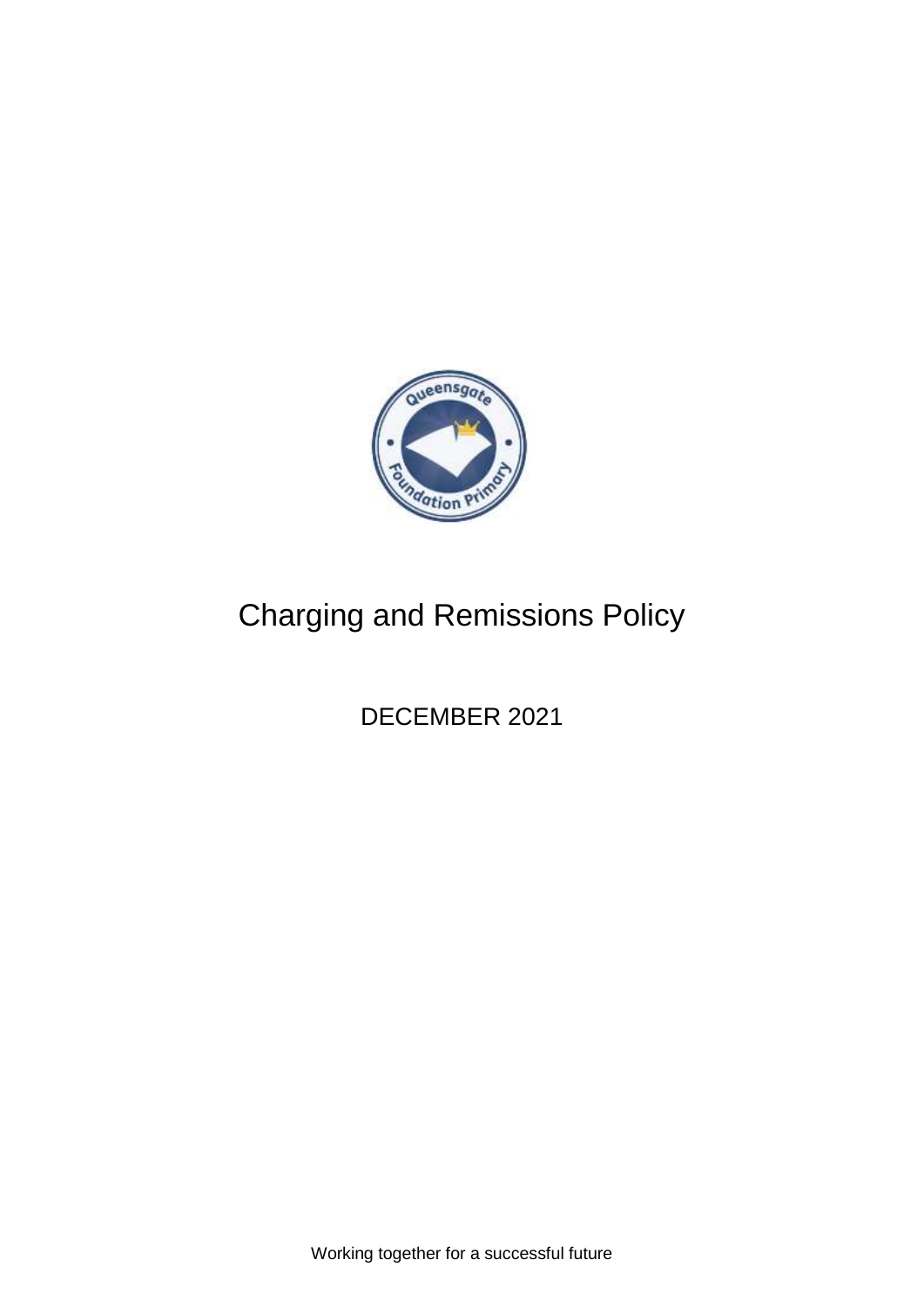# Charging and Remissions Policy

DECEMBER 2021

Working together for a successful future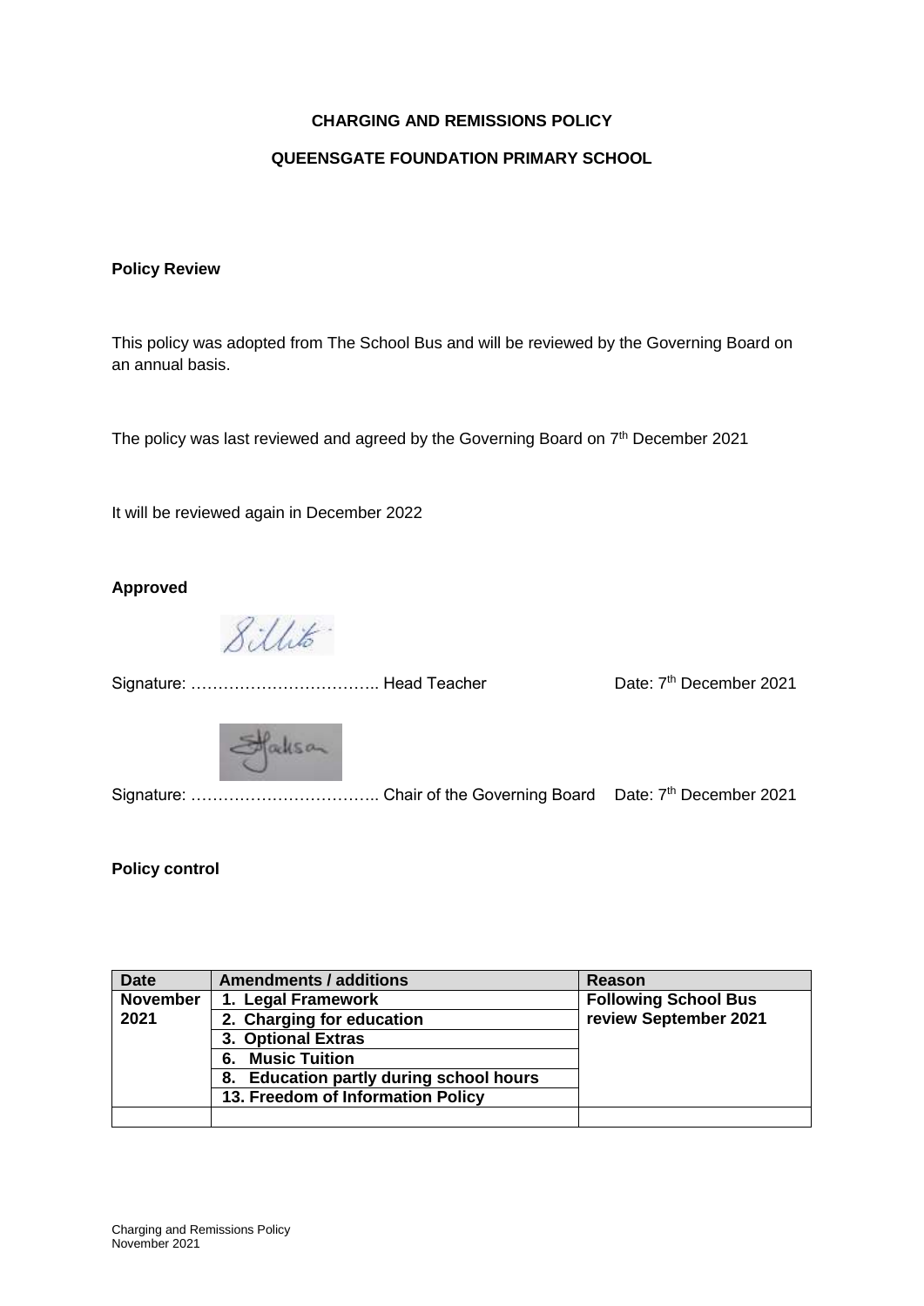**CHARGING AND REMISSIONS POLICY**

**QUEENSGATE FOUNDATION PRIMARY SCHOOL**

**Policy Review**

This policy was adopted from The School Bus and will be reviewed by the Governing Board on an annual basis.

The policy was last reviewed and agreed by the Governing Board on 7th December 2021

It will be reviewed again in December 2022

**Approved**

Signature: …………………………….. Head Teacher Date: 7th December 2021

Signature: …………………………….. Chair of the Governing Board Date: 7th December 2021

**Policy control**

| Date | Amendments / additions | Reason |
|---|---|---|
| **November 2021** | **1. Legal Framework** | **Following School Bus review September 2021** |
| | **2. Charging for education** | |
| | **3. Optional Extras** | |
| | **6. Music Tuition** | |
| | **8. Education partly during school hours** | |
| | **13. Freedom of Information Policy** | |
| | | |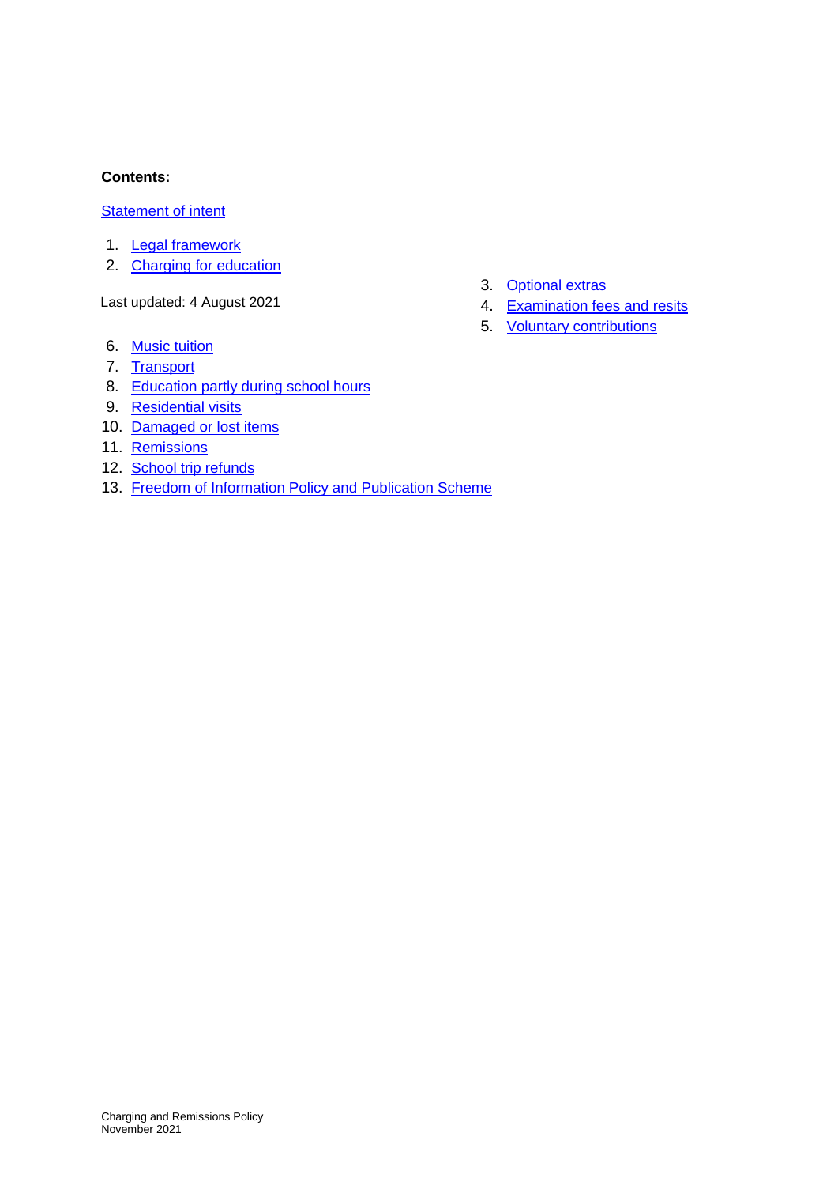**Contents:**

Statement of intent

1. Legal framework
2. Charging for education
3. Optional extras
4. Examination fees and resits
5. Voluntary contributions
6. Music tuition
7. Transport
8. Education partly during school hours
9. Residential visits
10. Damaged or lost items
11. Remissions
12. School trip refunds
13. Freedom of Information Policy and Publication Scheme

Last updated: 4 August 2021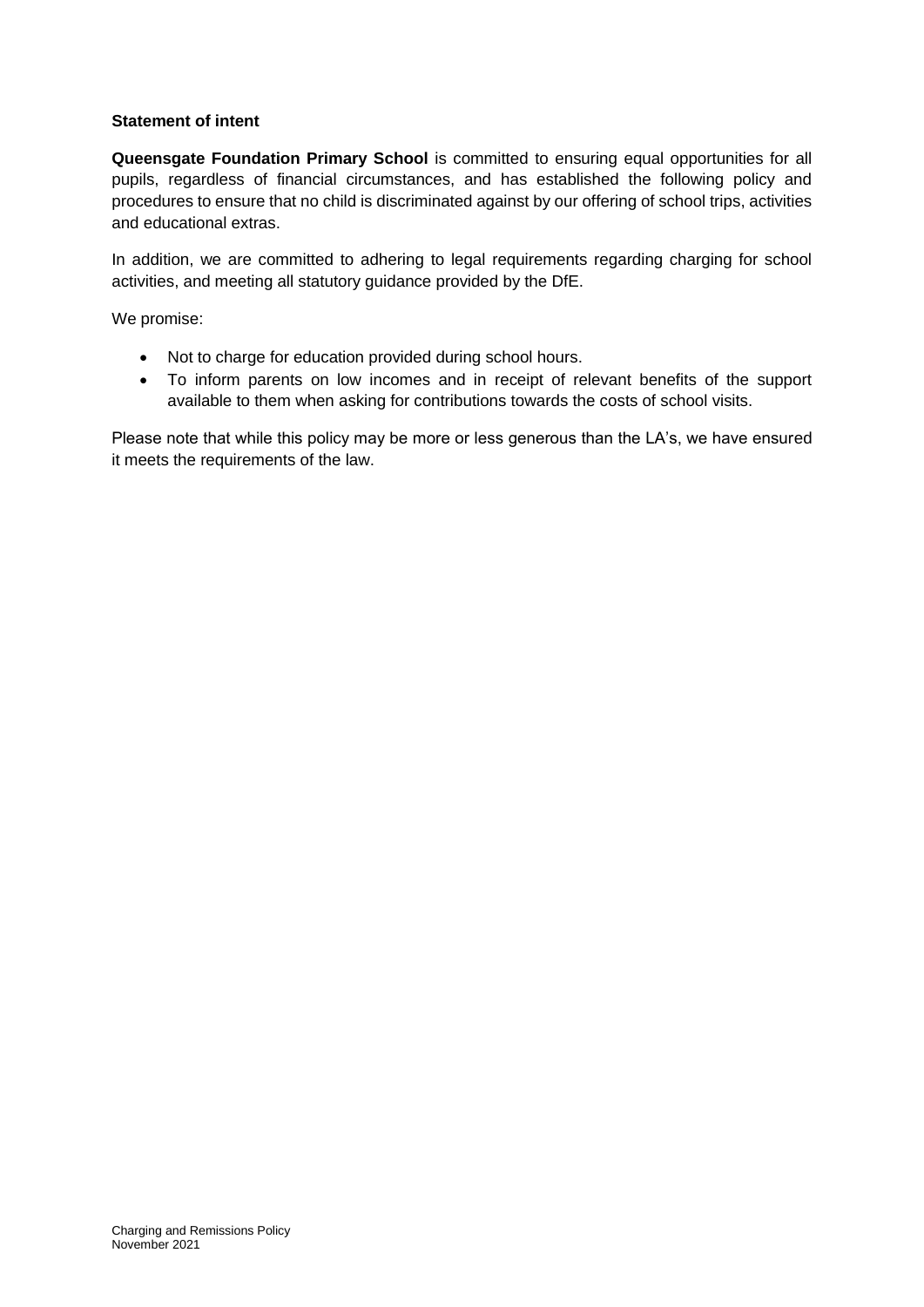**Statement of intent**

**Queensgate Foundation Primary School** is committed to ensuring equal opportunities for all pupils, regardless of financial circumstances, and has established the following policy and procedures to ensure that no child is discriminated against by our offering of school trips, activities and educational extras.

In addition, we are committed to adhering to legal requirements regarding charging for school activities, and meeting all statutory guidance provided by the DfE.

We promise:

- Not to charge for education provided during school hours.
- To inform parents on low incomes and in receipt of relevant benefits of the support available to them when asking for contributions towards the costs of school visits.

Please note that while this policy may be more or less generous than the LA's, we have ensured it meets the requirements of the law.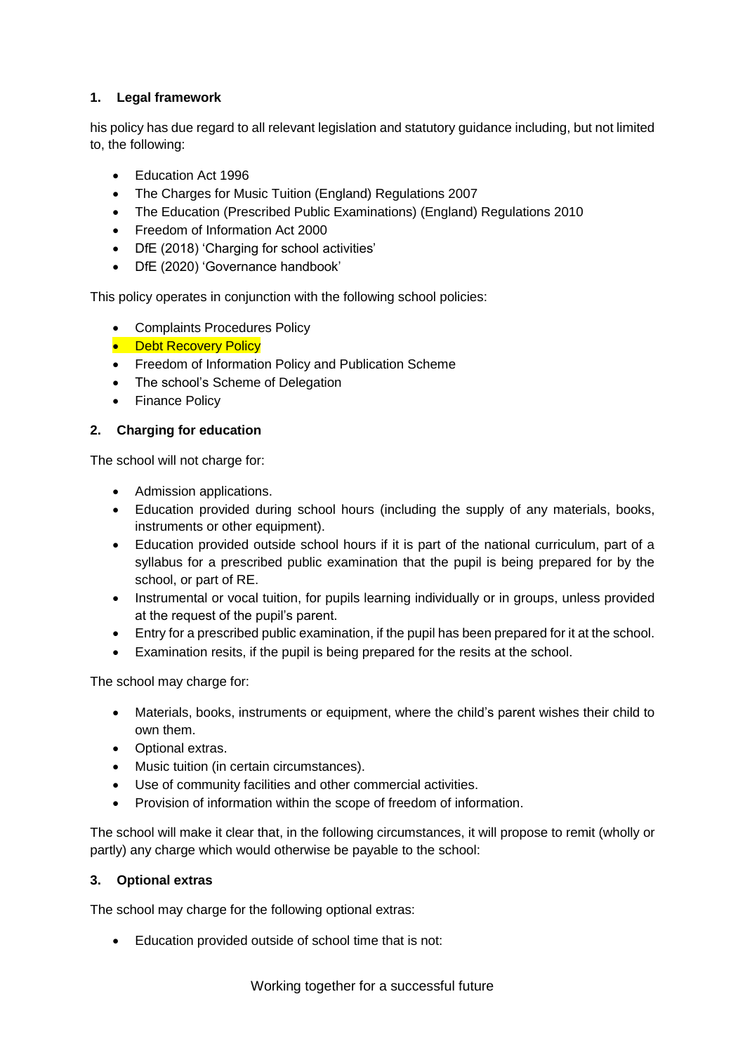## 1. Legal framework

his policy has due regard to all relevant legislation and statutory guidance including, but not limited to, the following:

- Education Act 1996
- The Charges for Music Tuition (England) Regulations 2007
- The Education (Prescribed Public Examinations) (England) Regulations 2010
- Freedom of Information Act 2000
- DfE (2018) 'Charging for school activities'
- DfE (2020) 'Governance handbook'

This policy operates in conjunction with the following school policies:

- Complaints Procedures Policy
- Debt Recovery Policy
- Freedom of Information Policy and Publication Scheme
- The school's Scheme of Delegation
- Finance Policy

## 2. Charging for education

The school will not charge for:

- Admission applications.
- Education provided during school hours (including the supply of any materials, books, instruments or other equipment).
- Education provided outside school hours if it is part of the national curriculum, part of a syllabus for a prescribed public examination that the pupil is being prepared for by the school, or part of RE.
- Instrumental or vocal tuition, for pupils learning individually or in groups, unless provided at the request of the pupil's parent.
- Entry for a prescribed public examination, if the pupil has been prepared for it at the school.
- Examination resits, if the pupil is being prepared for the resits at the school.

The school may charge for:

- Materials, books, instruments or equipment, where the child's parent wishes their child to own them.
- Optional extras.
- Music tuition (in certain circumstances).
- Use of community facilities and other commercial activities.
- Provision of information within the scope of freedom of information.

The school will make it clear that, in the following circumstances, it will propose to remit (wholly or partly) any charge which would otherwise be payable to the school:

## 3. Optional extras

The school may charge for the following optional extras:

- Education provided outside of school time that is not: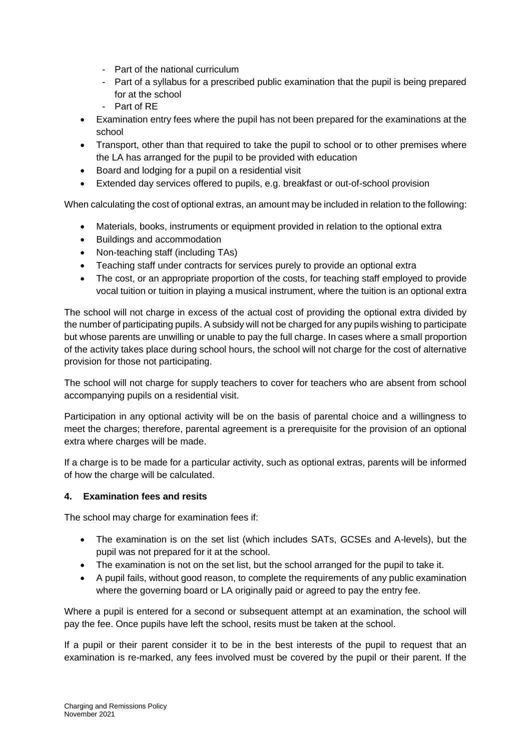- Part of the national curriculum
    - Part of a syllabus for a prescribed public examination that the pupil is being prepared for at the school
    - Part of RE
- Examination entry fees where the pupil has not been prepared for the examinations at the school
- Transport, other than that required to take the pupil to school or to other premises where the LA has arranged for the pupil to be provided with education
- Board and lodging for a pupil on a residential visit
- Extended day services offered to pupils, e.g. breakfast or out-of-school provision

When calculating the cost of optional extras, an amount may be included in relation to the following:

- Materials, books, instruments or equipment provided in relation to the optional extra
- Buildings and accommodation
- Non-teaching staff (including TAs)
- Teaching staff under contracts for services purely to provide an optional extra
- The cost, or an appropriate proportion of the costs, for teaching staff employed to provide vocal tuition or tuition in playing a musical instrument, where the tuition is an optional extra

The school will not charge in excess of the actual cost of providing the optional extra divided by the number of participating pupils. A subsidy will not be charged for any pupils wishing to participate but whose parents are unwilling or unable to pay the full charge. In cases where a small proportion of the activity takes place during school hours, the school will not charge for the cost of alternative provision for those not participating.

The school will not charge for supply teachers to cover for teachers who are absent from school accompanying pupils on a residential visit.

Participation in any optional activity will be on the basis of parental choice and a willingness to meet the charges; therefore, parental agreement is a prerequisite for the provision of an optional extra where charges will be made.

If a charge is to be made for a particular activity, such as optional extras, parents will be informed of how the charge will be calculated.

## 4. Examination fees and resits

The school may charge for examination fees if:

- The examination is on the set list (which includes SATs, GCSEs and A-levels), but the pupil was not prepared for it at the school.
- The examination is not on the set list, but the school arranged for the pupil to take it.
- A pupil fails, without good reason, to complete the requirements of any public examination where the governing board or LA originally paid or agreed to pay the entry fee.

Where a pupil is entered for a second or subsequent attempt at an examination, the school will pay the fee. Once pupils have left the school, resits must be taken at the school.

If a pupil or their parent consider it to be in the best interests of the pupil to request that an examination is re-marked, any fees involved must be covered by the pupil or their parent. If the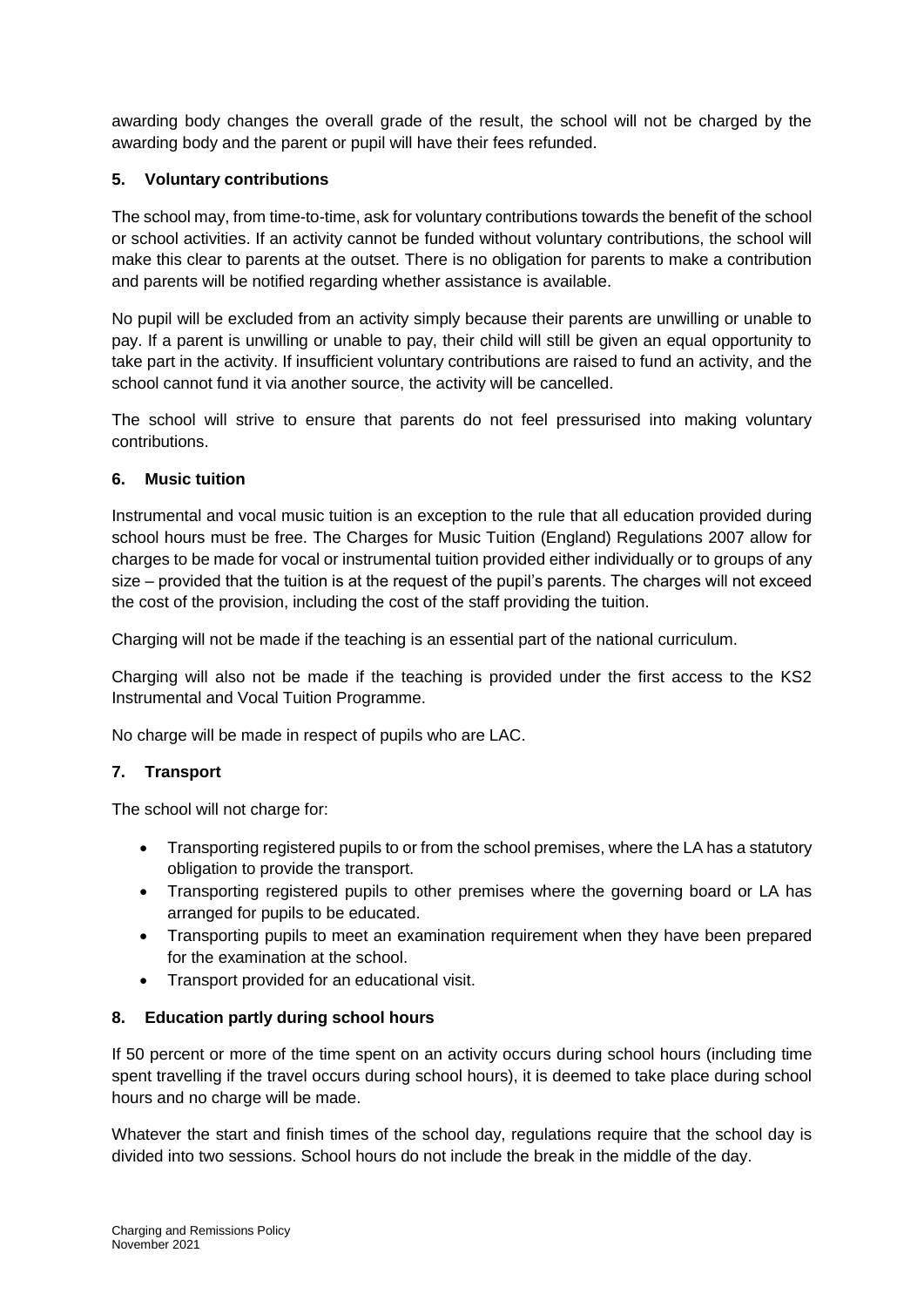awarding body changes the overall grade of the result, the school will not be charged by the awarding body and the parent or pupil will have their fees refunded.

## 5. Voluntary contributions

The school may, from time-to-time, ask for voluntary contributions towards the benefit of the school or school activities. If an activity cannot be funded without voluntary contributions, the school will make this clear to parents at the outset. There is no obligation for parents to make a contribution and parents will be notified regarding whether assistance is available.

No pupil will be excluded from an activity simply because their parents are unwilling or unable to pay. If a parent is unwilling or unable to pay, their child will still be given an equal opportunity to take part in the activity. If insufficient voluntary contributions are raised to fund an activity, and the school cannot fund it via another source, the activity will be cancelled.

The school will strive to ensure that parents do not feel pressurised into making voluntary contributions.

## 6. Music tuition

Instrumental and vocal music tuition is an exception to the rule that all education provided during school hours must be free. The Charges for Music Tuition (England) Regulations 2007 allow for charges to be made for vocal or instrumental tuition provided either individually or to groups of any size – provided that the tuition is at the request of the pupil's parents. The charges will not exceed the cost of the provision, including the cost of the staff providing the tuition.

Charging will not be made if the teaching is an essential part of the national curriculum.

Charging will also not be made if the teaching is provided under the first access to the KS2 Instrumental and Vocal Tuition Programme.

No charge will be made in respect of pupils who are LAC.

## 7. Transport

The school will not charge for:

- Transporting registered pupils to or from the school premises, where the LA has a statutory obligation to provide the transport.
- Transporting registered pupils to other premises where the governing board or LA has arranged for pupils to be educated.
- Transporting pupils to meet an examination requirement when they have been prepared for the examination at the school.
- Transport provided for an educational visit.

## 8. Education partly during school hours

If 50 percent or more of the time spent on an activity occurs during school hours (including time spent travelling if the travel occurs during school hours), it is deemed to take place during school hours and no charge will be made.

Whatever the start and finish times of the school day, regulations require that the school day is divided into two sessions. School hours do not include the break in the middle of the day.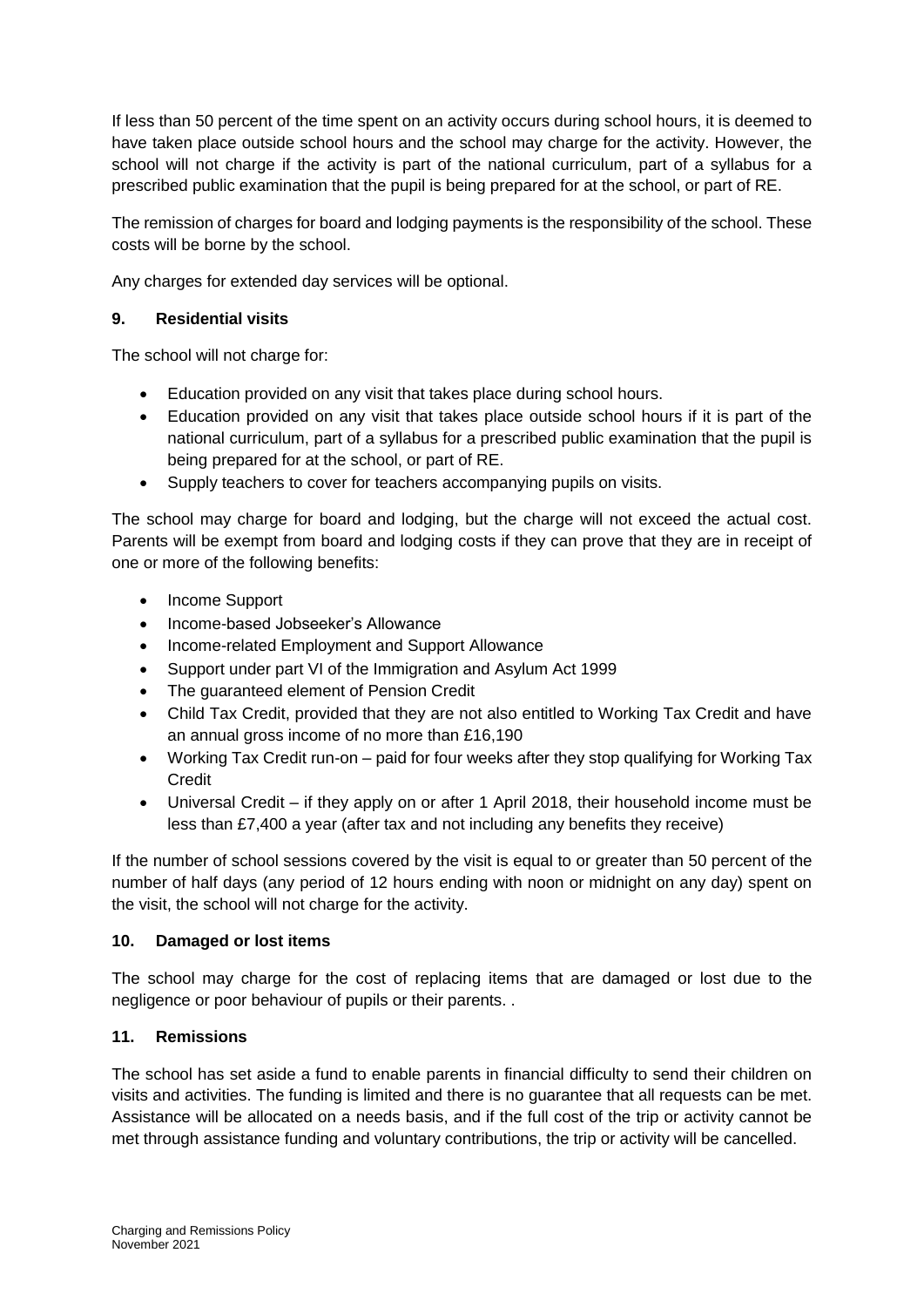If less than 50 percent of the time spent on an activity occurs during school hours, it is deemed to have taken place outside school hours and the school may charge for the activity. However, the school will not charge if the activity is part of the national curriculum, part of a syllabus for a prescribed public examination that the pupil is being prepared for at the school, or part of RE.

The remission of charges for board and lodging payments is the responsibility of the school. These costs will be borne by the school.

Any charges for extended day services will be optional.

## 9. Residential visits

The school will not charge for:

- Education provided on any visit that takes place during school hours.
- Education provided on any visit that takes place outside school hours if it is part of the national curriculum, part of a syllabus for a prescribed public examination that the pupil is being prepared for at the school, or part of RE.
- Supply teachers to cover for teachers accompanying pupils on visits.

The school may charge for board and lodging, but the charge will not exceed the actual cost. Parents will be exempt from board and lodging costs if they can prove that they are in receipt of one or more of the following benefits:

- Income Support
- Income-based Jobseeker's Allowance
- Income-related Employment and Support Allowance
- Support under part VI of the Immigration and Asylum Act 1999
- The guaranteed element of Pension Credit
- Child Tax Credit, provided that they are not also entitled to Working Tax Credit and have an annual gross income of no more than £16,190
- Working Tax Credit run-on – paid for four weeks after they stop qualifying for Working Tax Credit
- Universal Credit – if they apply on or after 1 April 2018, their household income must be less than £7,400 a year (after tax and not including any benefits they receive)

If the number of school sessions covered by the visit is equal to or greater than 50 percent of the number of half days (any period of 12 hours ending with noon or midnight on any day) spent on the visit, the school will not charge for the activity.

## 10. Damaged or lost items

The school may charge for the cost of replacing items that are damaged or lost due to the negligence or poor behaviour of pupils or their parents. .

## 11. Remissions

The school has set aside a fund to enable parents in financial difficulty to send their children on visits and activities. The funding is limited and there is no guarantee that all requests can be met. Assistance will be allocated on a needs basis, and if the full cost of the trip or activity cannot be met through assistance funding and voluntary contributions, the trip or activity will be cancelled.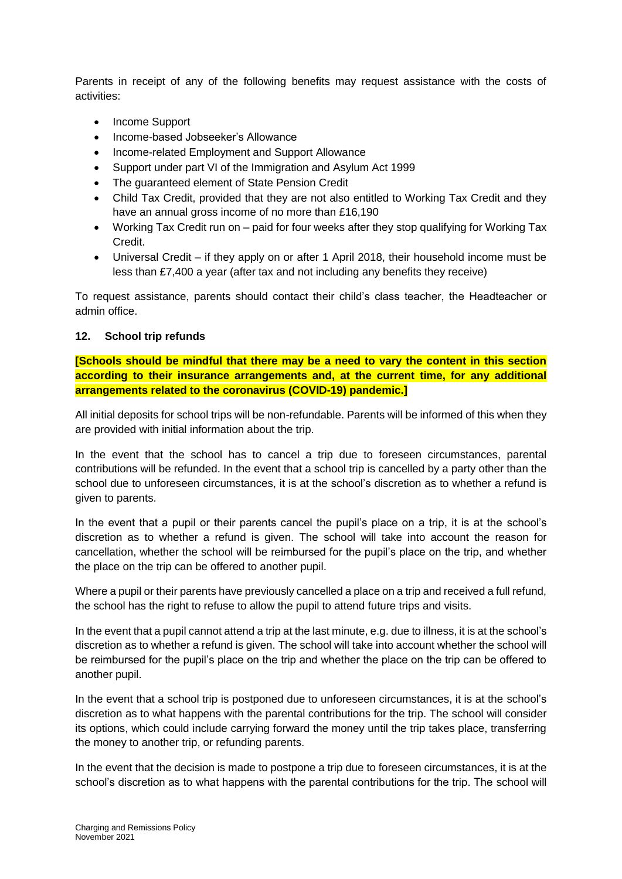Parents in receipt of any of the following benefits may request assistance with the costs of activities:

- Income Support
- Income-based Jobseeker's Allowance
- Income-related Employment and Support Allowance
- Support under part VI of the Immigration and Asylum Act 1999
- The guaranteed element of State Pension Credit
- Child Tax Credit, provided that they are not also entitled to Working Tax Credit and they have an annual gross income of no more than £16,190
- Working Tax Credit run on – paid for four weeks after they stop qualifying for Working Tax Credit.
- Universal Credit – if they apply on or after 1 April 2018, their household income must be less than £7,400 a year (after tax and not including any benefits they receive)

To request assistance, parents should contact their child's class teacher, the Headteacher or admin office.

## 12. School trip refunds

**[Schools should be mindful that there may be a need to vary the content in this section according to their insurance arrangements and, at the current time, for any additional arrangements related to the coronavirus (COVID-19) pandemic.]**

All initial deposits for school trips will be non-refundable. Parents will be informed of this when they are provided with initial information about the trip.

In the event that the school has to cancel a trip due to foreseen circumstances, parental contributions will be refunded. In the event that a school trip is cancelled by a party other than the school due to unforeseen circumstances, it is at the school's discretion as to whether a refund is given to parents.

In the event that a pupil or their parents cancel the pupil's place on a trip, it is at the school's discretion as to whether a refund is given. The school will take into account the reason for cancellation, whether the school will be reimbursed for the pupil's place on the trip, and whether the place on the trip can be offered to another pupil.

Where a pupil or their parents have previously cancelled a place on a trip and received a full refund, the school has the right to refuse to allow the pupil to attend future trips and visits.

In the event that a pupil cannot attend a trip at the last minute, e.g. due to illness, it is at the school's discretion as to whether a refund is given. The school will take into account whether the school will be reimbursed for the pupil's place on the trip and whether the place on the trip can be offered to another pupil.

In the event that a school trip is postponed due to unforeseen circumstances, it is at the school's discretion as to what happens with the parental contributions for the trip. The school will consider its options, which could include carrying forward the money until the trip takes place, transferring the money to another trip, or refunding parents.

In the event that the decision is made to postpone a trip due to foreseen circumstances, it is at the school's discretion as to what happens with the parental contributions for the trip. The school will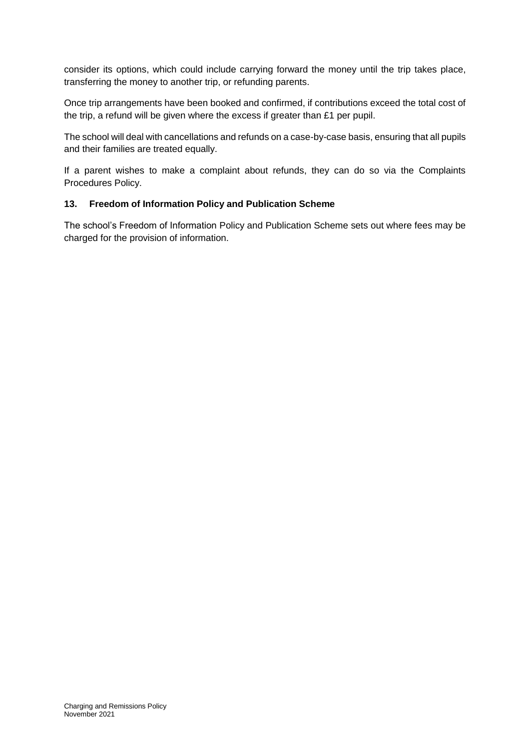consider its options, which could include carrying forward the money until the trip takes place, transferring the money to another trip, or refunding parents.

Once trip arrangements have been booked and confirmed, if contributions exceed the total cost of the trip, a refund will be given where the excess if greater than £1 per pupil.

The school will deal with cancellations and refunds on a case-by-case basis, ensuring that all pupils and their families are treated equally.

If a parent wishes to make a complaint about refunds, they can do so via the Complaints Procedures Policy.

### 13. Freedom of Information Policy and Publication Scheme

The school's Freedom of Information Policy and Publication Scheme sets out where fees may be charged for the provision of information.